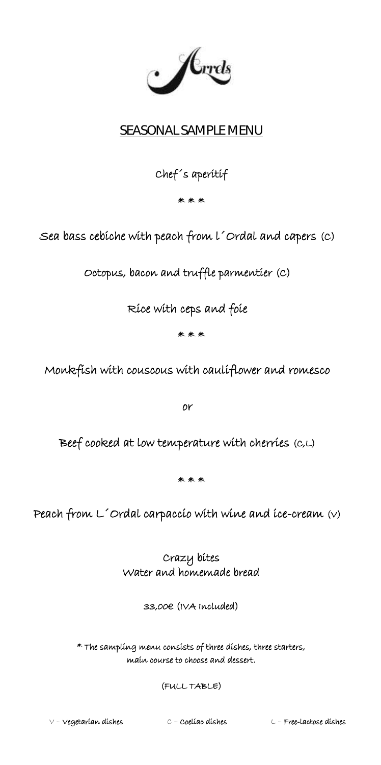# SEASONAL SAMPLE MENU

Chef´s aperitif

* * *

Sea bass cebiche with peach from l´Ordal and capers (C)

Octopus, bacon and truffle parmentier (C)

Rice with ceps and foie

* * *

Monkfish with couscous with cauliflower and romesco

or

Beef cooked at low temperature with cherries (C,L)

* * *

Peach from L´Ordal carpaccio with wine and ice-cream (V)

Crazy bites
Water and homemade bread

33,00€ (IVA Included)

* The sampling menu consists of three dishes, three starters, main course to choose and dessert.

(FULL TABLE)

V – Vegetarian dishes C – Coeliac dishes L – Free-lactose dishes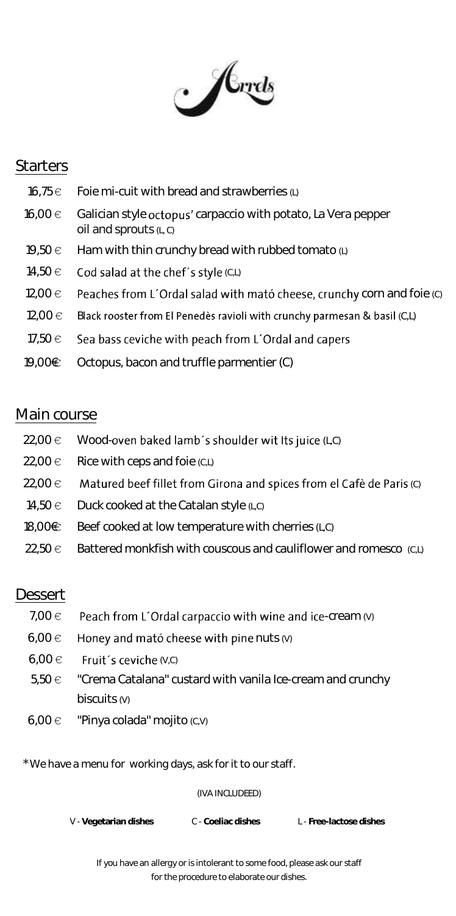## Starters

| | |
|---|---|
| 16,75 € | Foie mi-cuit with bread and strawberries (L) |
| 16,00 € | Galician style octopus' carpaccio with potato, La Vera pepper oil and sprouts (L, C) |
| 19,50 € | Ham with thin crunchy bread with rubbed tomato (L) |
| 14,50 € | Cod salad at the chef´s style (C,L) |
| 12,00 € | Peaches from L´Ordal salad with mató cheese, crunchy corn and foie (C) |
| 12,00 € | Black rooster from El Penedès ravioli with crunchy parmesan & basil (C,L) |
| 17,50 € | Sea bass ceviche with peach from L´Ordal and capers |
| 19,00€ | Octopus, bacon and truffle parmentier (C) |

## Main course

| | |
|---|---|
| 22,00 € | Wood-oven baked lamb´s shoulder wit Its juice (L,C) |
| 22,00 € | Rice with ceps and foie (C,L) |
| 22,00 € | Matured beef fillet from Girona and spices from el Cafè de Paris (C) |
| 14,50 € | Duck cooked at the Catalan style (L,C) |
| 18,00€ | Beef cooked at low temperature with cherries (L,C) |
| 22,50 € | Battered monkfish with couscous and cauliflower and romesco (C,L) |

## Dessert

| | |
|---|---|
| 7,00 € | Peach from L´Ordal carpaccio with wine and ice-cream (V) |
| 6,00 € | Honey and mató cheese with pine nuts (V) |
| 6,00 € | Fruit´s ceviche (V,C) |
| 5,50 € | "Crema Catalana" custard with vanila Ice-cream and crunchy biscuits (V) |
| 6,00 € | "Pinya colada" mojito (C,V) |

*We have a menu for working days, ask for it to our staff.

(IVA INCLUDEED)

V - **Vegetarian dishes** C - **Coeliac dishes** L - **Free-lactose dishes**

If you have an allergy or is intolerant to some food, please ask our staff for the procedure to elaborate our dishes.